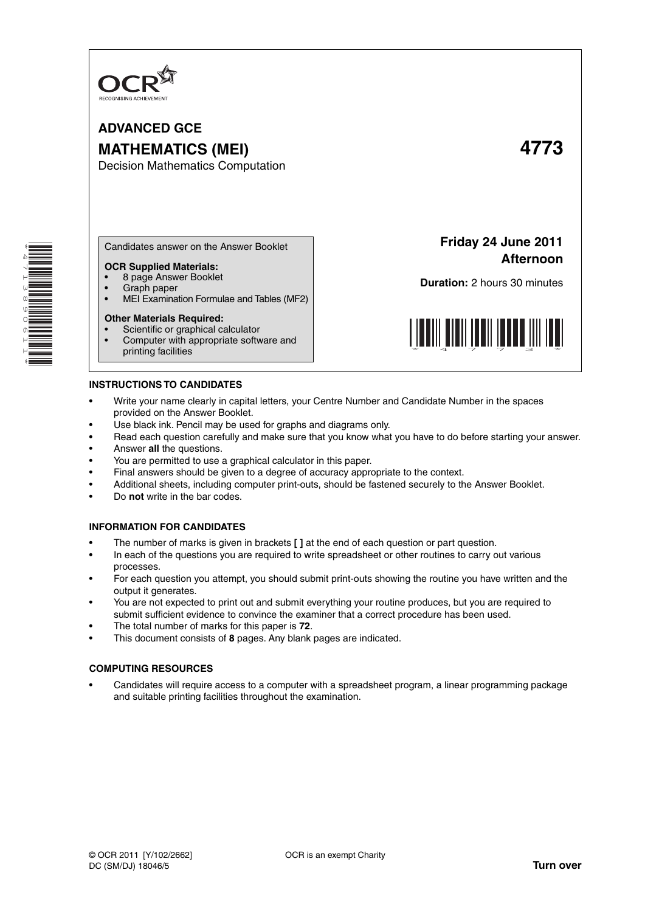OCR
RECOGNISING ACHIEVEMENT

# ADVANCED GCE

# MATHEMATICS (MEI) 4773

Decision Mathematics Computation

Candidates answer on the Answer Booklet

**OCR Supplied Materials:**

- 8 page Answer Booklet
- Graph paper
- MEI Examination Formulae and Tables (MF2)

**Other Materials Required:**

- Scientific or graphical calculator
- Computer with appropriate software and printing facilities

**Friday 24 June 2011**
**Afternoon**

**Duration:** 2 hours 30 minutes

## INSTRUCTIONS TO CANDIDATES

- Write your name clearly in capital letters, your Centre Number and Candidate Number in the spaces provided on the Answer Booklet.
- Use black ink. Pencil may be used for graphs and diagrams only.
- Read each question carefully and make sure that you know what you have to do before starting your answer.
- Answer **all** the questions.
- You are permitted to use a graphical calculator in this paper.
- Final answers should be given to a degree of accuracy appropriate to the context.
- Additional sheets, including computer print-outs, should be fastened securely to the Answer Booklet.
- Do **not** write in the bar codes.

## INFORMATION FOR CANDIDATES

- The number of marks is given in brackets **[ ]** at the end of each question or part question.
- In each of the questions you are required to write spreadsheet or other routines to carry out various processes.
- For each question you attempt, you should submit print-outs showing the routine you have written and the output it generates.
- You are not expected to print out and submit everything your routine produces, but you are required to submit sufficient evidence to convince the examiner that a correct procedure has been used.
- The total number of marks for this paper is **72**.
- This document consists of **8** pages. Any blank pages are indicated.

## COMPUTING RESOURCES

- Candidates will require access to a computer with a spreadsheet program, a linear programming package and suitable printing facilities throughout the examination.

© OCR 2011 [Y/102/2662]
DC (SM/DJ) 18046/5

OCR is an exempt Charity

**Turn over**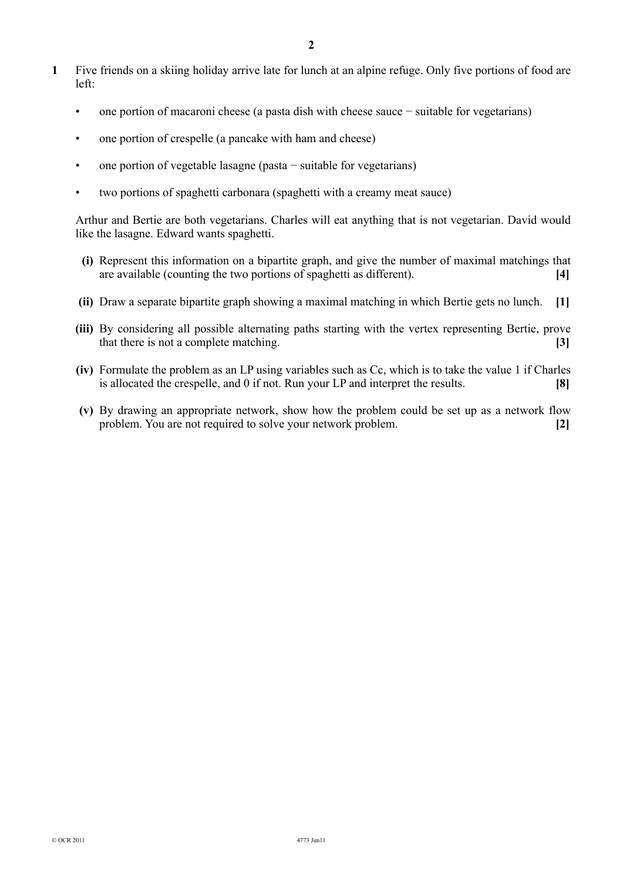**1** Five friends on a skiing holiday arrive late for lunch at an alpine refuge. Only five portions of food are left:

- one portion of macaroni cheese (a pasta dish with cheese sauce − suitable for vegetarians)
- one portion of crespelle (a pancake with ham and cheese)
- one portion of vegetable lasagne (pasta − suitable for vegetarians)
- two portions of spaghetti carbonara (spaghetti with a creamy meat sauce)

Arthur and Bertie are both vegetarians. Charles will eat anything that is not vegetarian. David would like the lasagne. Edward wants spaghetti.

**(i)** Represent this information on a bipartite graph, and give the number of maximal matchings that are available (counting the two portions of spaghetti as different). **[4]**

**(ii)** Draw a separate bipartite graph showing a maximal matching in which Bertie gets no lunch. **[1]**

**(iii)** By considering all possible alternating paths starting with the vertex representing Bertie, prove that there is not a complete matching. **[3]**

**(iv)** Formulate the problem as an LP using variables such as Cc, which is to take the value 1 if Charles is allocated the crespelle, and 0 if not. Run your LP and interpret the results. **[8]**

**(v)** By drawing an appropriate network, show how the problem could be set up as a network flow problem. You are not required to solve your network problem. **[2]**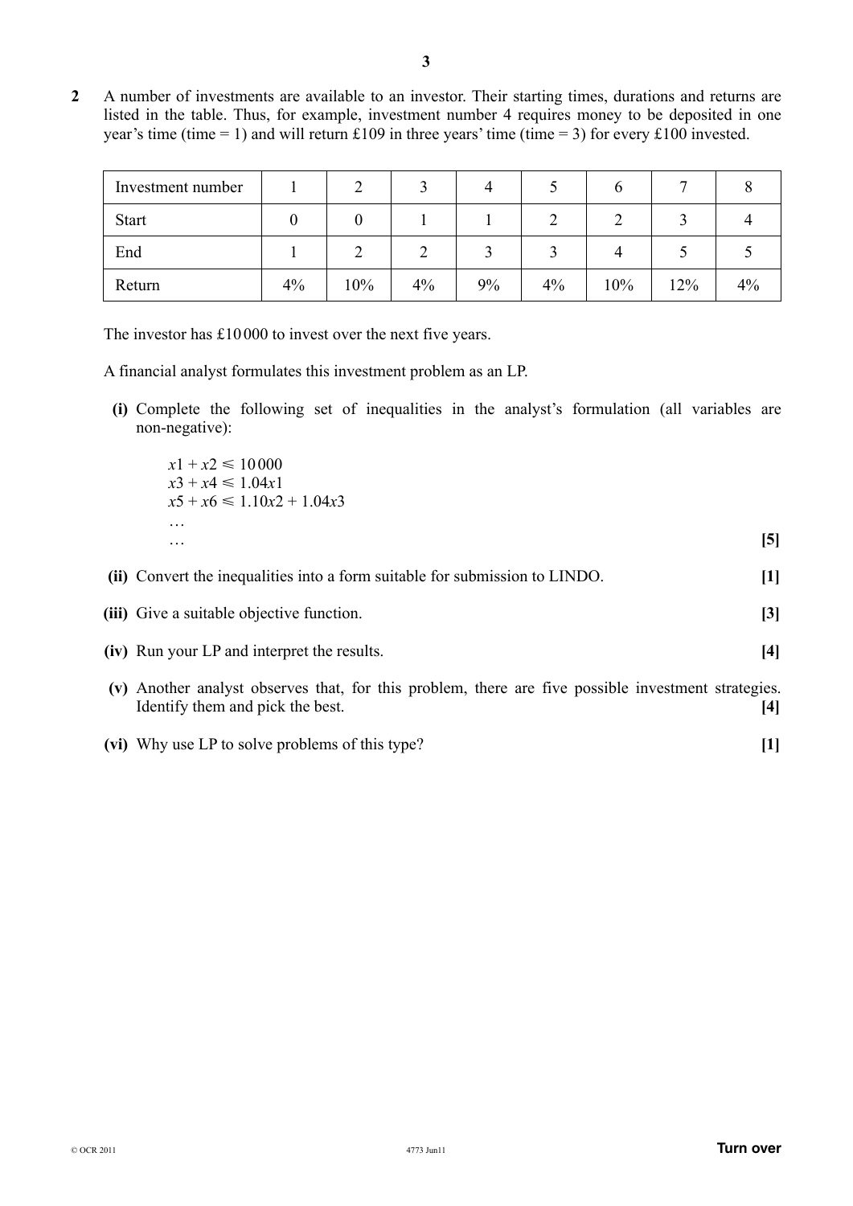**2** A number of investments are available to an investor. Their starting times, durations and returns are listed in the table. Thus, for example, investment number 4 requires money to be deposited in one year's time (time = 1) and will return £109 in three years' time (time = 3) for every £100 invested.

| Investment number | 1 | 2 | 3 | 4 | 5 | 6 | 7 | 8 |
|---|---|---|---|---|---|---|---|---|
| Start | 0 | 0 | 1 | 1 | 2 | 2 | 3 | 4 |
| End | 1 | 2 | 2 | 3 | 3 | 4 | 5 | 5 |
| Return | 4% | 10% | 4% | 9% | 4% | 10% | 12% | 4% |

The investor has £10 000 to invest over the next five years.

A financial analyst formulates this investment problem as an LP.

**(i)** Complete the following set of inequalities in the analyst's formulation (all variables are non-negative):

$x1 + x2 \leqslant 10\,000$
$x3 + x4 \leqslant 1.04x1$
$x5 + x6 \leqslant 1.10x2 + 1.04x3$
…
… **[5]**

**(ii)** Convert the inequalities into a form suitable for submission to LINDO. **[1]**

**(iii)** Give a suitable objective function. **[3]**

**(iv)** Run your LP and interpret the results. **[4]**

**(v)** Another analyst observes that, for this problem, there are five possible investment strategies. Identify them and pick the best. **[4]**

**(vi)** Why use LP to solve problems of this type? **[1]**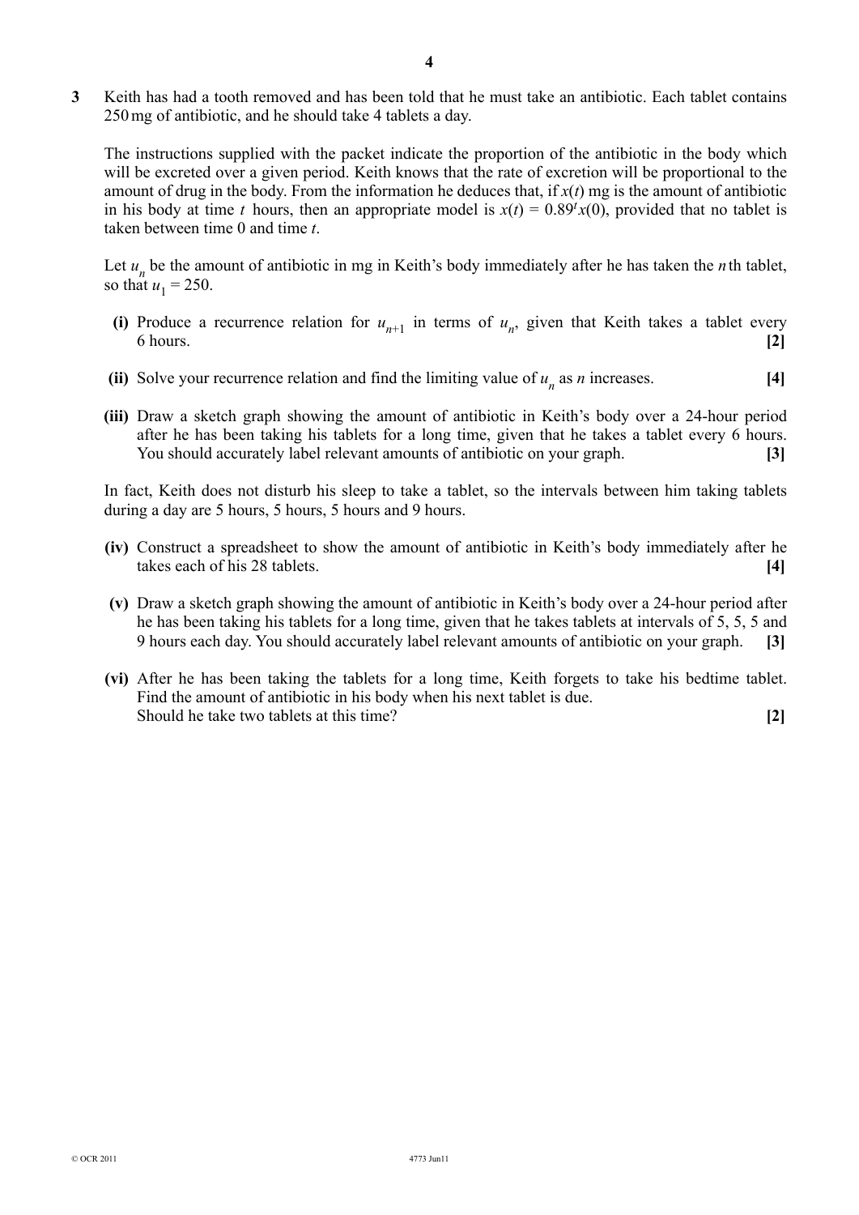**3** Keith has had a tooth removed and has been told that he must take an antibiotic. Each tablet contains 250 mg of antibiotic, and he should take 4 tablets a day.

The instructions supplied with the packet indicate the proportion of the antibiotic in the body which will be excreted over a given period. Keith knows that the rate of excretion will be proportional to the amount of drug in the body. From the information he deduces that, if $x(t)$ mg is the amount of antibiotic in his body at time $t$ hours, then an appropriate model is $x(t) = 0.89^t x(0)$, provided that no tablet is taken between time 0 and time $t$.

Let $u_n$ be the amount of antibiotic in mg in Keith's body immediately after he has taken the $n$th tablet, so that $u_1 = 250$.

**(i)** Produce a recurrence relation for $u_{n+1}$ in terms of $u_n$, given that Keith takes a tablet every 6 hours. **[2]**

**(ii)** Solve your recurrence relation and find the limiting value of $u_n$ as $n$ increases. **[4]**

**(iii)** Draw a sketch graph showing the amount of antibiotic in Keith's body over a 24-hour period after he has been taking his tablets for a long time, given that he takes a tablet every 6 hours. You should accurately label relevant amounts of antibiotic on your graph. **[3]**

In fact, Keith does not disturb his sleep to take a tablet, so the intervals between him taking tablets during a day are 5 hours, 5 hours, 5 hours and 9 hours.

**(iv)** Construct a spreadsheet to show the amount of antibiotic in Keith's body immediately after he takes each of his 28 tablets. **[4]**

**(v)** Draw a sketch graph showing the amount of antibiotic in Keith's body over a 24-hour period after he has been taking his tablets for a long time, given that he takes tablets at intervals of 5, 5, 5 and 9 hours each day. You should accurately label relevant amounts of antibiotic on your graph. **[3]**

**(vi)** After he has been taking the tablets for a long time, Keith forgets to take his bedtime tablet. Find the amount of antibiotic in his body when his next tablet is due.
Should he take two tablets at this time? **[2]**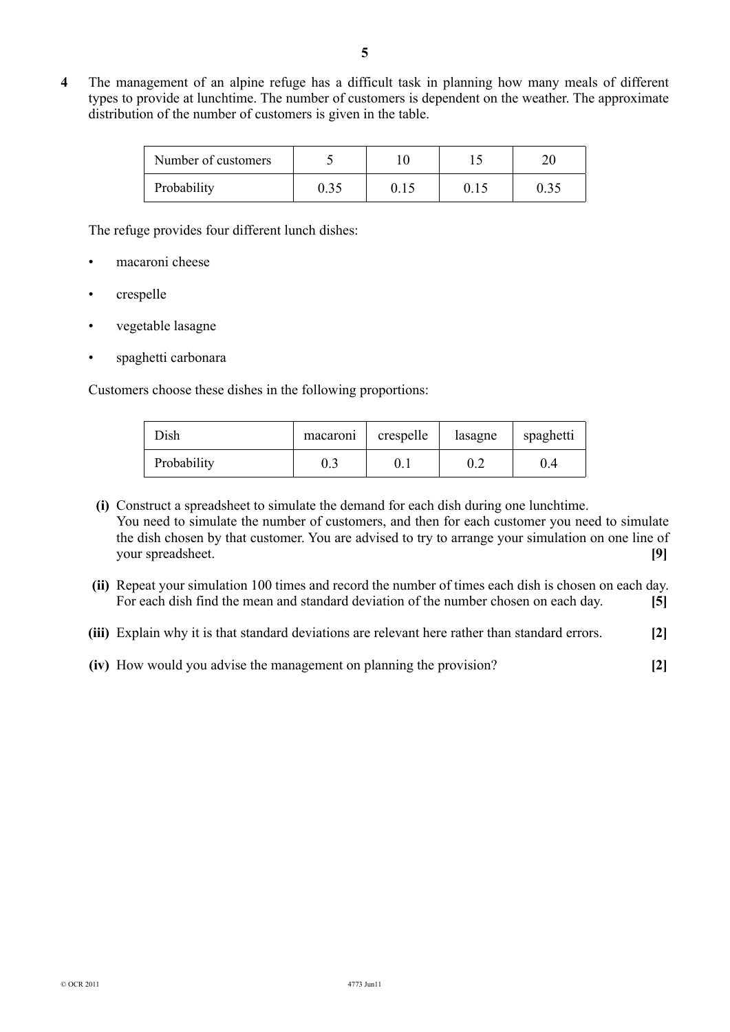**4** The management of an alpine refuge has a difficult task in planning how many meals of different types to provide at lunchtime. The number of customers is dependent on the weather. The approximate distribution of the number of customers is given in the table.

| Number of customers | 5 | 10 | 15 | 20 |
|---|---|---|---|---|
| Probability | 0.35 | 0.15 | 0.15 | 0.35 |

The refuge provides four different lunch dishes:

- macaroni cheese
- crespelle
- vegetable lasagne
- spaghetti carbonara

Customers choose these dishes in the following proportions:

| Dish | macaroni | crespelle | lasagne | spaghetti |
|---|---|---|---|---|
| Probability | 0.3 | 0.1 | 0.2 | 0.4 |

**(i)** Construct a spreadsheet to simulate the demand for each dish during one lunchtime.
You need to simulate the number of customers, and then for each customer you need to simulate the dish chosen by that customer. You are advised to try to arrange your simulation on one line of your spreadsheet. **[9]**

**(ii)** Repeat your simulation 100 times and record the number of times each dish is chosen on each day. For each dish find the mean and standard deviation of the number chosen on each day. **[5]**

**(iii)** Explain why it is that standard deviations are relevant here rather than standard errors. **[2]**

**(iv)** How would you advise the management on planning the provision? **[2]**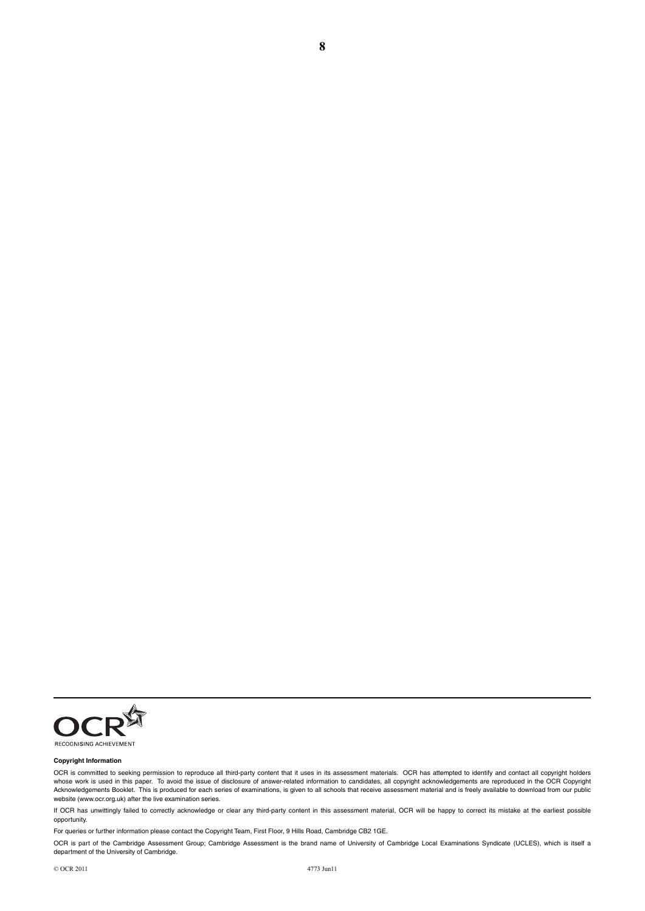OCR
RECOGNISING ACHIEVEMENT

**Copyright Information**

OCR is committed to seeking permission to reproduce all third-party content that it uses in its assessment materials. OCR has attempted to identify and contact all copyright holders whose work is used in this paper. To avoid the issue of disclosure of answer-related information to candidates, all copyright acknowledgements are reproduced in the OCR Copyright Acknowledgements Booklet. This is produced for each series of examinations, is given to all schools that receive assessment material and is freely available to download from our public website (www.ocr.org.uk) after the live examination series.

If OCR has unwittingly failed to correctly acknowledge or clear any third-party content in this assessment material, OCR will be happy to correct its mistake at the earliest possible opportunity.

For queries or further information please contact the Copyright Team, First Floor, 9 Hills Road, Cambridge CB2 1GE.

OCR is part of the Cambridge Assessment Group; Cambridge Assessment is the brand name of University of Cambridge Local Examinations Syndicate (UCLES), which is itself a department of the University of Cambridge.

© OCR 2011 4773 Jun11